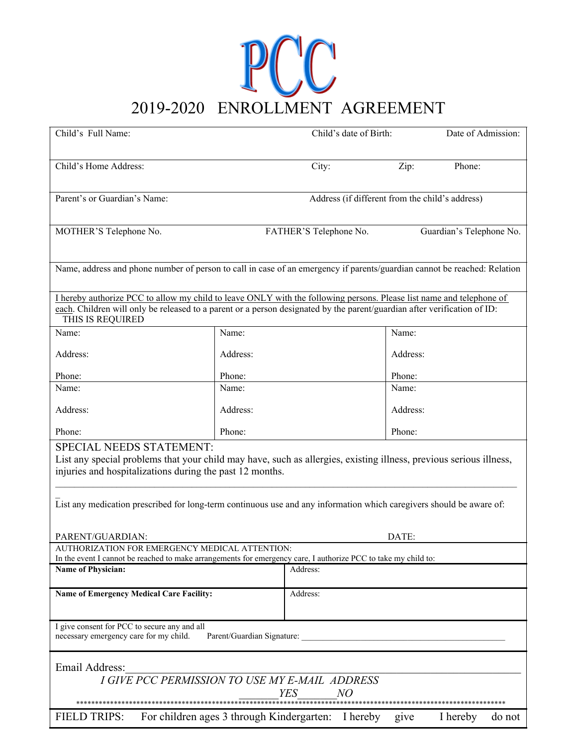# PCC

# 2019-2020 ENROLLMENT AGREEMENT

| Child's Full Name: | Child's date of Birth: | Date of Admission: |
|---|---|---|

| Child's Home Address: | City: | Zip: | Phone: |
|---|---|---|---|

| Parent's or Guardian's Name: | Address (if different from the child's address) |
|---|---|

| MOTHER'S Telephone No. | FATHER'S Telephone No. | Guardian's Telephone No. |
|---|---|---|

Name, address and phone number of person to call in case of an emergency if parents/guardian cannot be reached: Relation

<u>I hereby authorize PCC to allow my child to leave ONLY with the following persons. Please list name and telephone of each</u>. Children will only be released to a parent or a person designated by the parent/guardian after verification of ID: THIS IS REQUIRED

| | | |
|---|---|---|
| Name:<br><br>Address:<br><br>Phone: | Name:<br><br>Address:<br><br>Phone: | Name:<br><br>Address:<br><br>Phone: |
| Name:<br><br>Address:<br><br>Phone: | Name:<br><br>Address:<br><br>Phone: | Name:<br><br>Address:<br><br>Phone: |

SPECIAL NEEDS STATEMENT:

List any special problems that your child may have, such as allergies, existing illness, previous serious illness, injuries and hospitalizations during the past 12 months.

___________________________________________________________________________________________

List any medication prescribed for long-term continuous use and any information which caregivers should be aware of:

PARENT/GUARDIAN: DATE:

AUTHORIZATION FOR EMERGENCY MEDICAL ATTENTION:

In the event I cannot be reached to make arrangements for emergency care, I authorize PCC to take my child to:

| **Name of Physician:** | Address: |
|---|---|
| **Name of Emergency Medical Care Facility:** | Address: |

I give consent for PCC to secure any and all necessary emergency care for my child. Parent/Guardian Signature: ______________________________________________

Email Address:_______________________________________________________________

*I GIVE PCC PERMISSION TO USE MY E-MAIL ADDRESS*

*_______YES_______NO*

**********************************************************************************************************

FIELD TRIPS: For children ages 3 through Kindergarten: I hereby give I hereby do not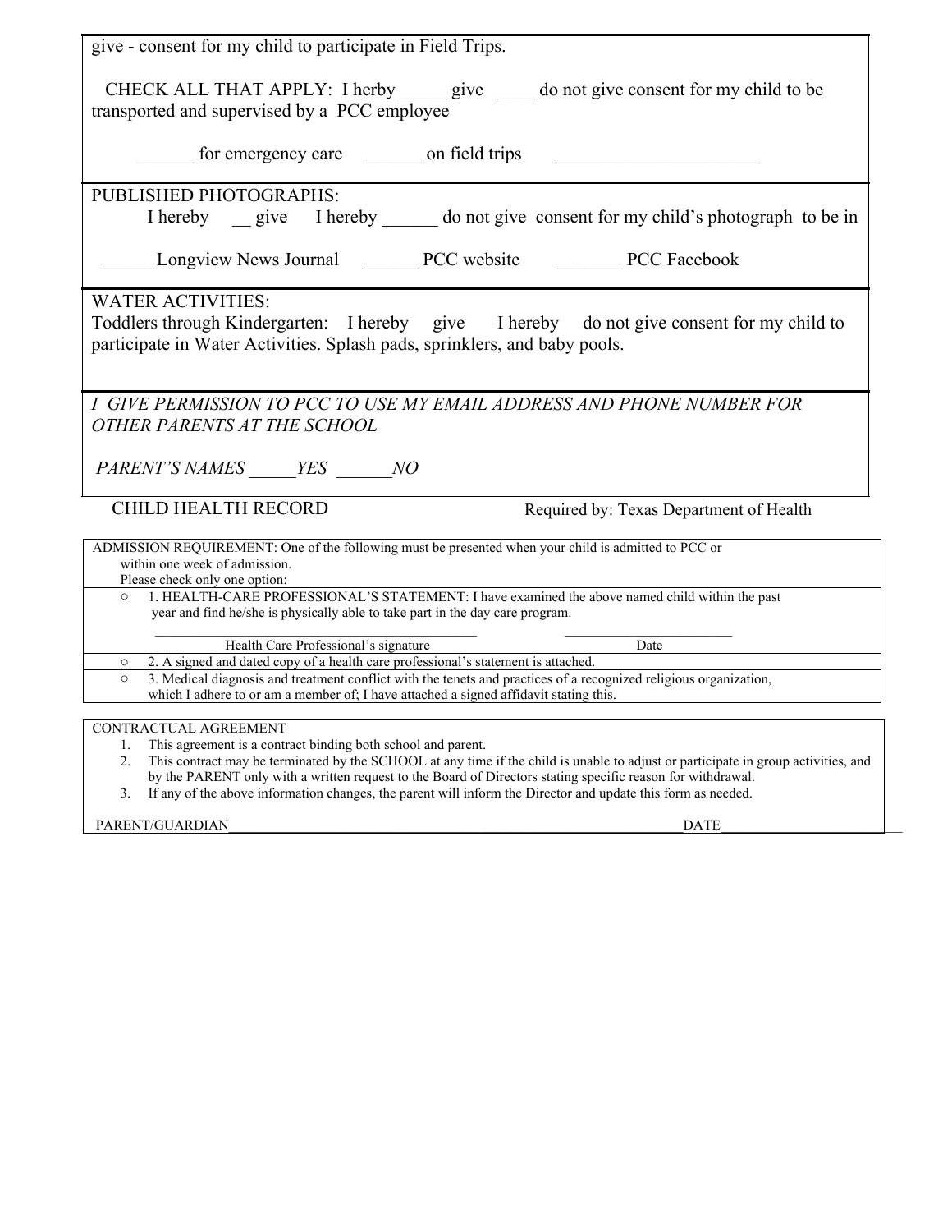give - consent for my child to participate in Field Trips.

CHECK ALL THAT APPLY: I herby _____ give ____ do not give consent for my child to be transported and supervised by a PCC employee

______ for emergency care ______ on field trips ______________________

PUBLISHED PHOTOGRAPHS:

I hereby __ give I hereby ______ do not give consent for my child's photograph to be in

______Longview News Journal ______ PCC website _______ PCC Facebook

WATER ACTIVITIES:

Toddlers through Kindergarten: I hereby give I hereby do not give consent for my child to participate in Water Activities. Splash pads, sprinklers, and baby pools.

*I GIVE PERMISSION TO PCC TO USE MY EMAIL ADDRESS AND PHONE NUMBER FOR OTHER PARENTS AT THE SCHOOL*

*PARENT'S NAMES _____YES ______NO*

CHILD HEALTH RECORD Required by: Texas Department of Health

ADMISSION REQUIREMENT: One of the following must be presented when your child is admitted to PCC or within one week of admission.
Please check only one option:

○ 1. HEALTH-CARE PROFESSIONAL'S STATEMENT: I have examined the above named child within the past year and find he/she is physically able to take part in the day care program.

________________________________ Health Care Professional's signature ________________ Date

○ 2. A signed and dated copy of a health care professional's statement is attached.

○ 3. Medical diagnosis and treatment conflict with the tenets and practices of a recognized religious organization, which I adhere to or am a member of; I have attached a signed affidavit stating this.

CONTRACTUAL AGREEMENT

1. This agreement is a contract binding both school and parent.
2. This contract may be terminated by the SCHOOL at any time if the child is unable to adjust or participate in group activities, and by the PARENT only with a written request to the Board of Directors stating specific reason for withdrawal.
3. If any of the above information changes, the parent will inform the Director and update this form as needed.

PARENT/GUARDIAN________________________________________________DATE____________________